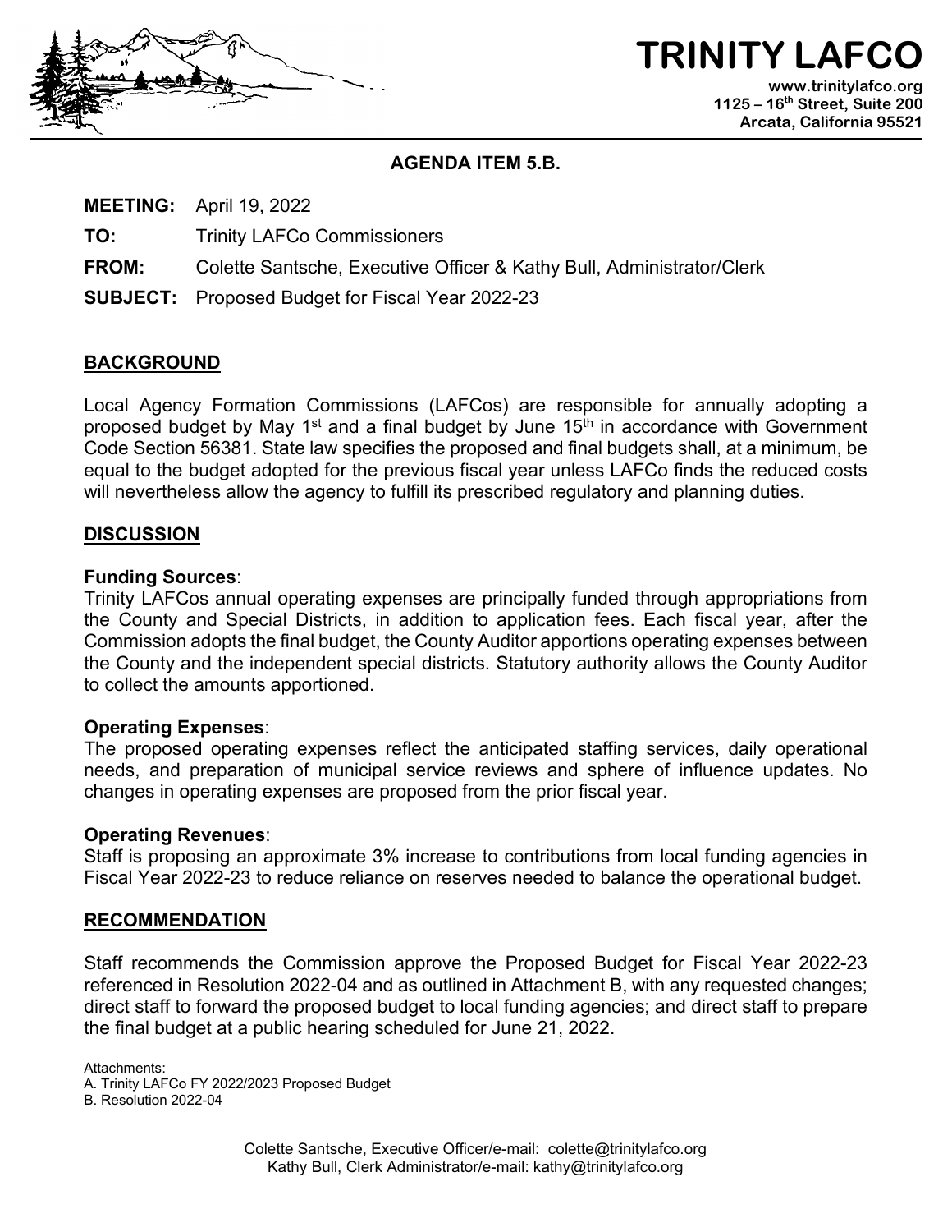# TRINITY LAFCO

www.trinitylafco.org
1125 – 16th Street, Suite 200
Arcata, California 95521

## AGENDA ITEM 5.B.

**MEETING:** April 19, 2022

**TO:** Trinity LAFCo Commissioners

**FROM:** Colette Santsche, Executive Officer & Kathy Bull, Administrator/Clerk

**SUBJECT:** Proposed Budget for Fiscal Year 2022-23

## BACKGROUND

Local Agency Formation Commissions (LAFCos) are responsible for annually adopting a proposed budget by May 1st and a final budget by June 15th in accordance with Government Code Section 56381. State law specifies the proposed and final budgets shall, at a minimum, be equal to the budget adopted for the previous fiscal year unless LAFCo finds the reduced costs will nevertheless allow the agency to fulfill its prescribed regulatory and planning duties.

## DISCUSSION

**Funding Sources**:
Trinity LAFCos annual operating expenses are principally funded through appropriations from the County and Special Districts, in addition to application fees. Each fiscal year, after the Commission adopts the final budget, the County Auditor apportions operating expenses between the County and the independent special districts. Statutory authority allows the County Auditor to collect the amounts apportioned.

**Operating Expenses**:
The proposed operating expenses reflect the anticipated staffing services, daily operational needs, and preparation of municipal service reviews and sphere of influence updates. No changes in operating expenses are proposed from the prior fiscal year.

**Operating Revenues**:
Staff is proposing an approximate 3% increase to contributions from local funding agencies in Fiscal Year 2022-23 to reduce reliance on reserves needed to balance the operational budget.

## RECOMMENDATION

Staff recommends the Commission approve the Proposed Budget for Fiscal Year 2022-23 referenced in Resolution 2022-04 and as outlined in Attachment B, with any requested changes; direct staff to forward the proposed budget to local funding agencies; and direct staff to prepare the final budget at a public hearing scheduled for June 21, 2022.

Attachments:
A. Trinity LAFCo FY 2022/2023 Proposed Budget
B. Resolution 2022-04

Colette Santsche, Executive Officer/e-mail: colette@trinitylafco.org
Kathy Bull, Clerk Administrator/e-mail: kathy@trinitylafco.org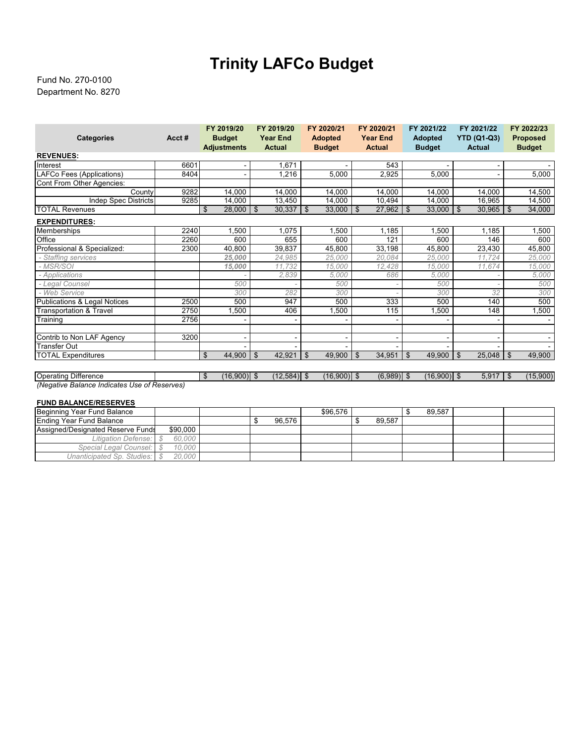# Trinity LAFCo Budget

Fund No. 270-0100
Department No. 8270

| Categories | Acct # | FY 2019/20 Budget Adjustments | FY 2019/20 Year End Actual | FY 2020/21 Adopted Budget | FY 2020/21 Year End Actual | FY 2021/22 Adopted Budget | FY 2021/22 YTD (Q1-Q3) Actual | FY 2022/23 Proposed Budget |
|---|---|---|---|---|---|---|---|---|
| **REVENUES:** | | | | | | | | |
| Interest | 6601 | - | 1,671 | - | 543 | - | - | - |
| LAFCo Fees (Applications) | 8404 | - | 1,216 | 5,000 | 2,925 | 5,000 | - | 5,000 |
| Cont From Other Agencies: | | | | | | | | |
| County | 9282 | 14,000 | 14,000 | 14,000 | 14,000 | 14,000 | 14,000 | 14,500 |
| Indep Spec Districts | 9285 | 14,000 | 13,450 | 14,000 | 10,494 | 14,000 | 16,965 | 14,500 |
| TOTAL Revenues | | $ 28,000 | $ 30,337 | $ 33,000 | $ 27,962 | $ 33,000 | $ 30,965 | $ 34,000 |
| **EXPENDITURES:** | | | | | | | | |
| Memberships | 2240 | 1,500 | 1,075 | 1,500 | 1,185 | 1,500 | 1,185 | 1,500 |
| Office | 2260 | 600 | 655 | 600 | 121 | 600 | 146 | 600 |
| Professional & Specialized: | 2300 | 40,800 | 39,837 | 45,800 | 33,198 | 45,800 | 23,430 | 45,800 |
| *- Staffing services* | | ***25,000*** | *24,985* | *25,000* | *20,084* | *25,000* | *11,724* | *25,000* |
| *- MSR/SOI* | | ***15,000*** | *11,732* | *15,000* | *12,428* | *15,000* | *11,674* | *15,000* |
| *- Applications* | | *-* | *2,839* | *5,000* | *686* | *5,000* | *-* | *5,000* |
| *- Legal Counsel* | | *500* | *-* | *500* | *-* | *500* | *-* | *500* |
| *- Web Service* | | *300* | *282* | *300* | *-* | *300* | *32* | *300* |
| Publications & Legal Notices | 2500 | 500 | 947 | 500 | 333 | 500 | 140 | 500 |
| Transportation & Travel | 2750 | 1,500 | 406 | 1,500 | 115 | 1,500 | 148 | 1,500 |
| Training | 2756 | - | - | - | - | - | - | - |
| | | | | | | | | |
| Contrib to Non LAF Agency | 3200 | - | - | - | - | - | - | - |
| Transfer Out | | - | - | - | - | - | - | - |
| TOTAL Expenditures | | $ 44,900 | $ 42,921 | $ 49,900 | $ 34,951 | $ 49,900 | $ 25,048 | $ 49,900 |
| | | | | | | | | |
| Operating Difference | | $ (16,900) | $ (12,584) | $ (16,900) | $ (6,989) | $ (16,900) | $ 5,917 | $ (15,900) |

*(Negative Balance Indicates Use of Reserves)*

**FUND BALANCE/RESERVES**

| | | | | | | | | |
|---|---|---|---|---|---|---|---|---|
| Beginning Year Fund Balance | | | | $96,576 | | $ 89,587 | | |
| Ending Year Fund Balance | | | $ 96,576 | | $ 89,587 | | | |
| Assigned/Designated Reserve Funds | $90,000 | | | | | | | |
| *Litigation Defense:* | *$ 60,000* | | | | | | | |
| *Special Legal Counsel:* | *$ 10,000* | | | | | | | |
| *Unanticipated Sp. Studies:* | *$ 20,000* | | | | | | | |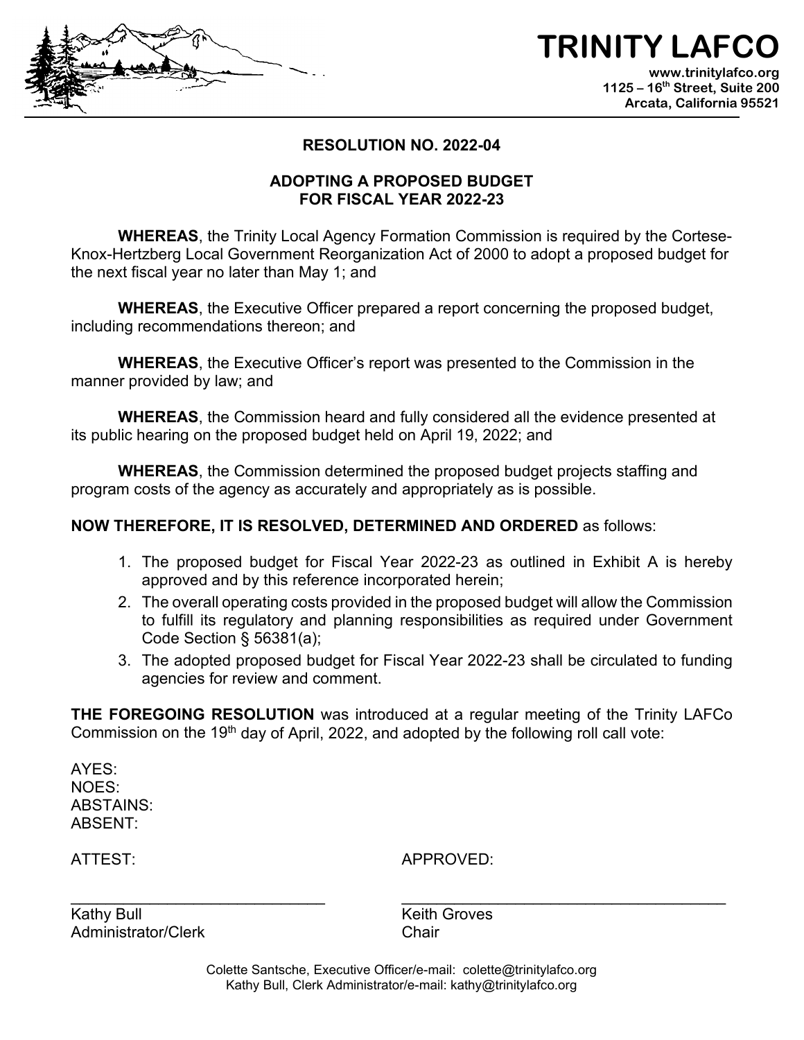# TRINITY LAFCO

www.trinitylafco.org
1125 – 16th Street, Suite 200
Arcata, California 95521

## RESOLUTION NO. 2022-04

## ADOPTING A PROPOSED BUDGET FOR FISCAL YEAR 2022-23

**WHEREAS**, the Trinity Local Agency Formation Commission is required by the Cortese-Knox-Hertzberg Local Government Reorganization Act of 2000 to adopt a proposed budget for the next fiscal year no later than May 1; and

**WHEREAS**, the Executive Officer prepared a report concerning the proposed budget, including recommendations thereon; and

**WHEREAS**, the Executive Officer's report was presented to the Commission in the manner provided by law; and

**WHEREAS**, the Commission heard and fully considered all the evidence presented at its public hearing on the proposed budget held on April 19, 2022; and

**WHEREAS**, the Commission determined the proposed budget projects staffing and program costs of the agency as accurately and appropriately as is possible.

**NOW THEREFORE, IT IS RESOLVED, DETERMINED AND ORDERED** as follows:

1. The proposed budget for Fiscal Year 2022-23 as outlined in Exhibit A is hereby approved and by this reference incorporated herein;
2. The overall operating costs provided in the proposed budget will allow the Commission to fulfill its regulatory and planning responsibilities as required under Government Code Section § 56381(a);
3. The adopted proposed budget for Fiscal Year 2022-23 shall be circulated to funding agencies for review and comment.

**THE FOREGOING RESOLUTION** was introduced at a regular meeting of the Trinity LAFCo Commission on the 19th day of April, 2022, and adopted by the following roll call vote:

AYES:
NOES:
ABSTAINS:
ABSENT:

ATTEST:

\_\_\_\_\_\_\_\_\_\_\_\_\_\_\_\_\_\_\_\_\_\_\_\_\_\_\_\_\_\_
Kathy Bull
Administrator/Clerk

APPROVED:

\_\_\_\_\_\_\_\_\_\_\_\_\_\_\_\_\_\_\_\_\_\_\_\_\_\_\_\_\_\_
Keith Groves
Chair

Colette Santsche, Executive Officer/e-mail: colette@trinitylafco.org
Kathy Bull, Clerk Administrator/e-mail: kathy@trinitylafco.org